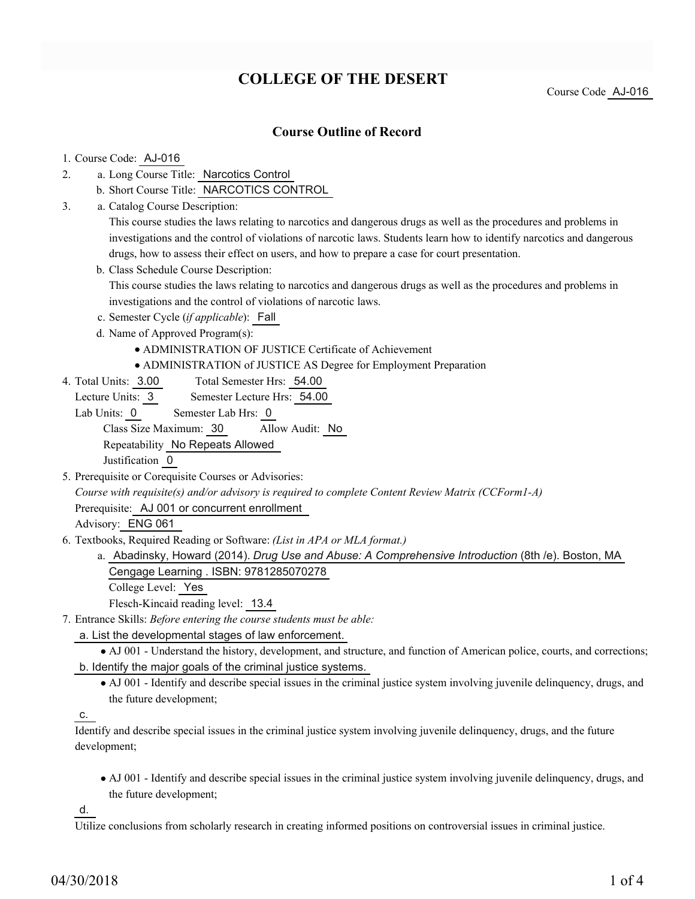# COLLEGE OF THE DESERT

Course Code AJ-016

## Course Outline of Record

1. Course Code: AJ-016
2. a. Long Course Title: Narcotics Control
   b. Short Course Title: NARCOTICS CONTROL
3. a. Catalog Course Description:
   This course studies the laws relating to narcotics and dangerous drugs as well as the procedures and problems in investigations and the control of violations of narcotic laws. Students learn how to identify narcotics and dangerous drugs, how to assess their effect on users, and how to prepare a case for court presentation.
   b. Class Schedule Course Description:
   This course studies the laws relating to narcotics and dangerous drugs as well as the procedures and problems in investigations and the control of violations of narcotic laws.
   c. Semester Cycle (*if applicable*): Fall
   d. Name of Approved Program(s):
      - ADMINISTRATION OF JUSTICE Certificate of Achievement
      - ADMINISTRATION of JUSTICE AS Degree for Employment Preparation
4. Total Units: 3.00 Total Semester Hrs: 54.00
   Lecture Units: 3 Semester Lecture Hrs: 54.00
   Lab Units: 0 Semester Lab Hrs: 0
   Class Size Maximum: 30 Allow Audit: No
   Repeatability No Repeats Allowed
   Justification 0
5. Prerequisite or Corequisite Courses or Advisories:
   *Course with requisite(s) and/or advisory is required to complete Content Review Matrix (CCForm1-A)*
   Prerequisite: AJ 001 or concurrent enrollment
   Advisory: ENG 061
6. Textbooks, Required Reading or Software: *(List in APA or MLA format.)*
   a. Abadinsky, Howard (2014). *Drug Use and Abuse: A Comprehensive Introduction* (8th /e). Boston, MA Cengage Learning . ISBN: 9781285070278
   College Level: Yes
   Flesch-Kincaid reading level: 13.4
7. Entrance Skills: *Before entering the course students must be able:*

   a. List the developmental stages of law enforcement.
   - AJ 001 - Understand the history, development, and structure, and function of American police, courts, and corrections;

   b. Identify the major goals of the criminal justice systems.
   - AJ 001 - Identify and describe special issues in the criminal justice system involving juvenile delinquency, drugs, and the future development;

   c.
   Identify and describe special issues in the criminal justice system involving juvenile delinquency, drugs, and the future development;
   - AJ 001 - Identify and describe special issues in the criminal justice system involving juvenile delinquency, drugs, and the future development;

   d.
   Utilize conclusions from scholarly research in creating informed positions on controversial issues in criminal justice.

04/30/2018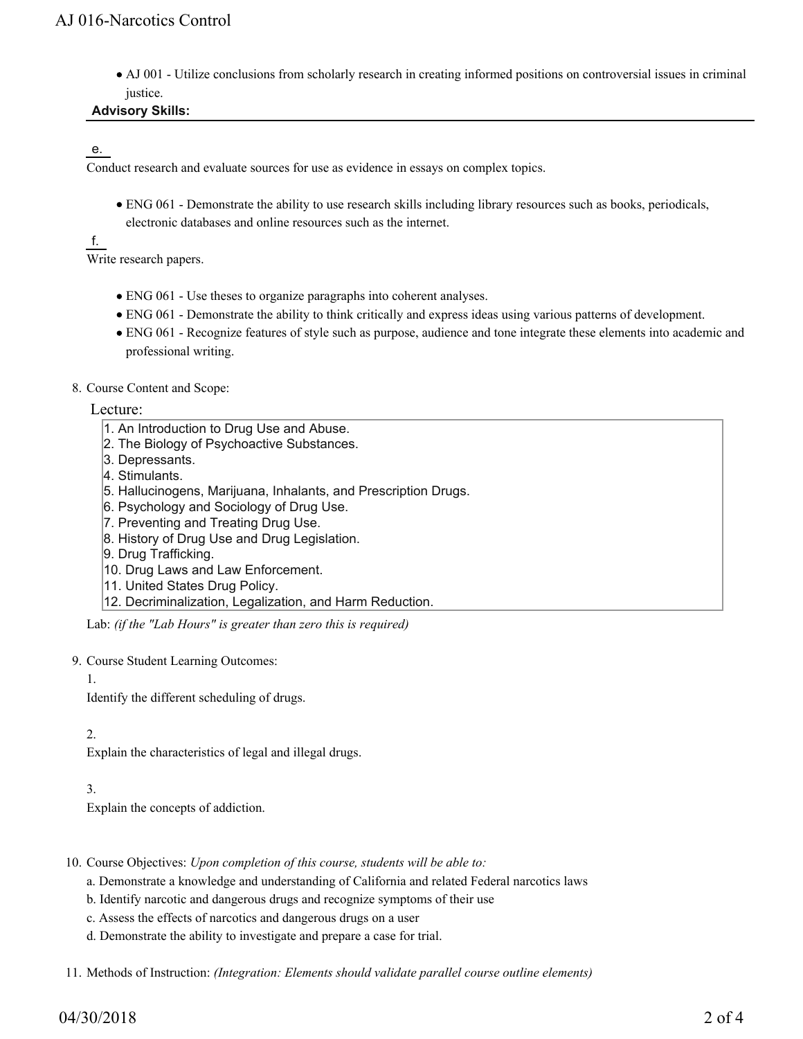- AJ 001 - Utilize conclusions from scholarly research in creating informed positions on controversial issues in criminal justice.

**Advisory Skills:**

e.

Conduct research and evaluate sources for use as evidence in essays on complex topics.

- ENG 061 - Demonstrate the ability to use research skills including library resources such as books, periodicals, electronic databases and online resources such as the internet.

f.

Write research papers.

- ENG 061 - Use theses to organize paragraphs into coherent analyses.
- ENG 061 - Demonstrate the ability to think critically and express ideas using various patterns of development.
- ENG 061 - Recognize features of style such as purpose, audience and tone integrate these elements into academic and professional writing.

8. Course Content and Scope:

Lecture:

1. An Introduction to Drug Use and Abuse.
2. The Biology of Psychoactive Substances.
3. Depressants.
4. Stimulants.
5. Hallucinogens, Marijuana, Inhalants, and Prescription Drugs.
6. Psychology and Sociology of Drug Use.
7. Preventing and Treating Drug Use.
8. History of Drug Use and Drug Legislation.
9. Drug Trafficking.
10. Drug Laws and Law Enforcement.
11. United States Drug Policy.
12. Decriminalization, Legalization, and Harm Reduction.

Lab: *(if the "Lab Hours" is greater than zero this is required)*

9. Course Student Learning Outcomes:

1.

Identify the different scheduling of drugs.

2.

Explain the characteristics of legal and illegal drugs.

3.

Explain the concepts of addiction.

10. Course Objectives: *Upon completion of this course, students will be able to:*

a. Demonstrate a knowledge and understanding of California and related Federal narcotics laws

b. Identify narcotic and dangerous drugs and recognize symptoms of their use

c. Assess the effects of narcotics and dangerous drugs on a user

d. Demonstrate the ability to investigate and prepare a case for trial.

11. Methods of Instruction: *(Integration: Elements should validate parallel course outline elements)*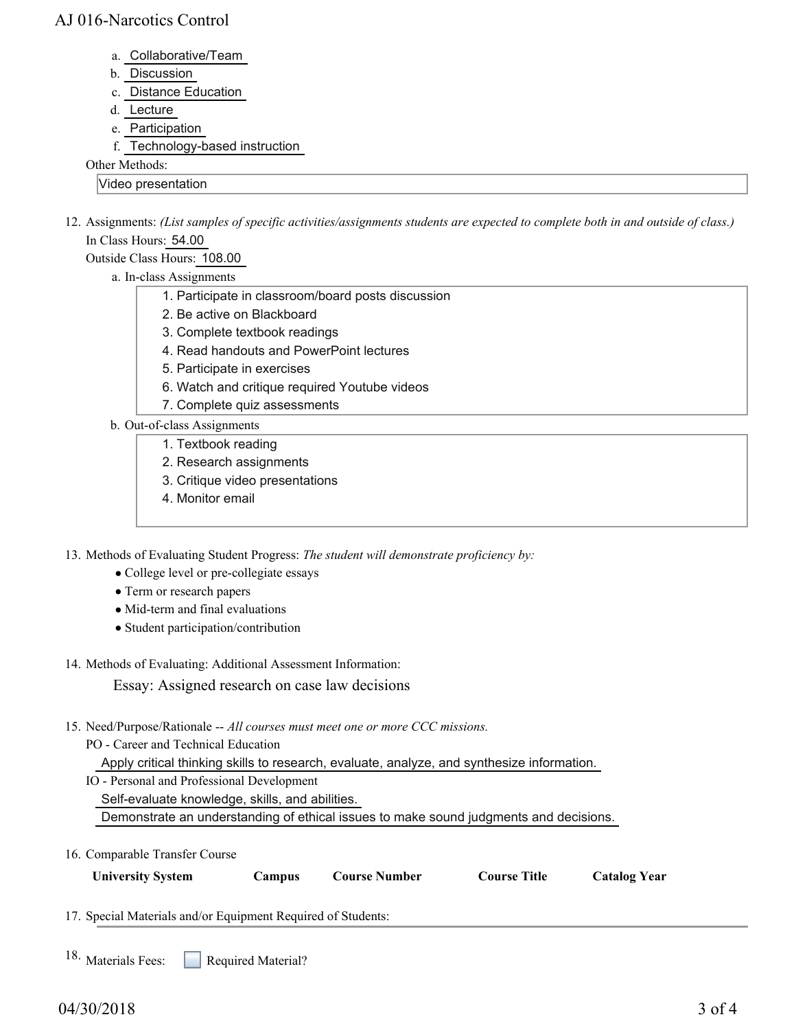a. Collaborative/Team
b. Discussion
c. Distance Education
d. Lecture
e. Participation
f. Technology-based instruction

Other Methods:

Video presentation

12. Assignments: *(List samples of specific activities/assignments students are expected to complete both in and outside of class.)*

In Class Hours: 54.00

Outside Class Hours: 108.00

a. In-class Assignments

1. Participate in classroom/board posts discussion
2. Be active on Blackboard
3. Complete textbook readings
4. Read handouts and PowerPoint lectures
5. Participate in exercises
6. Watch and critique required Youtube videos
7. Complete quiz assessments

b. Out-of-class Assignments

1. Textbook reading
2. Research assignments
3. Critique video presentations
4. Monitor email

13. Methods of Evaluating Student Progress: *The student will demonstrate proficiency by:*

- College level or pre-collegiate essays
- Term or research papers
- Mid-term and final evaluations
- Student participation/contribution

14. Methods of Evaluating: Additional Assessment Information:

Essay: Assigned research on case law decisions

15. Need/Purpose/Rationale -- *All courses must meet one or more CCC missions.*

PO - Career and Technical Education

Apply critical thinking skills to research, evaluate, analyze, and synthesize information.

IO - Personal and Professional Development

Self-evaluate knowledge, skills, and abilities.

Demonstrate an understanding of ethical issues to make sound judgments and decisions.

16. Comparable Transfer Course

| University System | Campus | Course Number | Course Title | Catalog Year |
|---|---|---|---|---|

17. Special Materials and/or Equipment Required of Students:

18. Materials Fees: ☐ Required Material?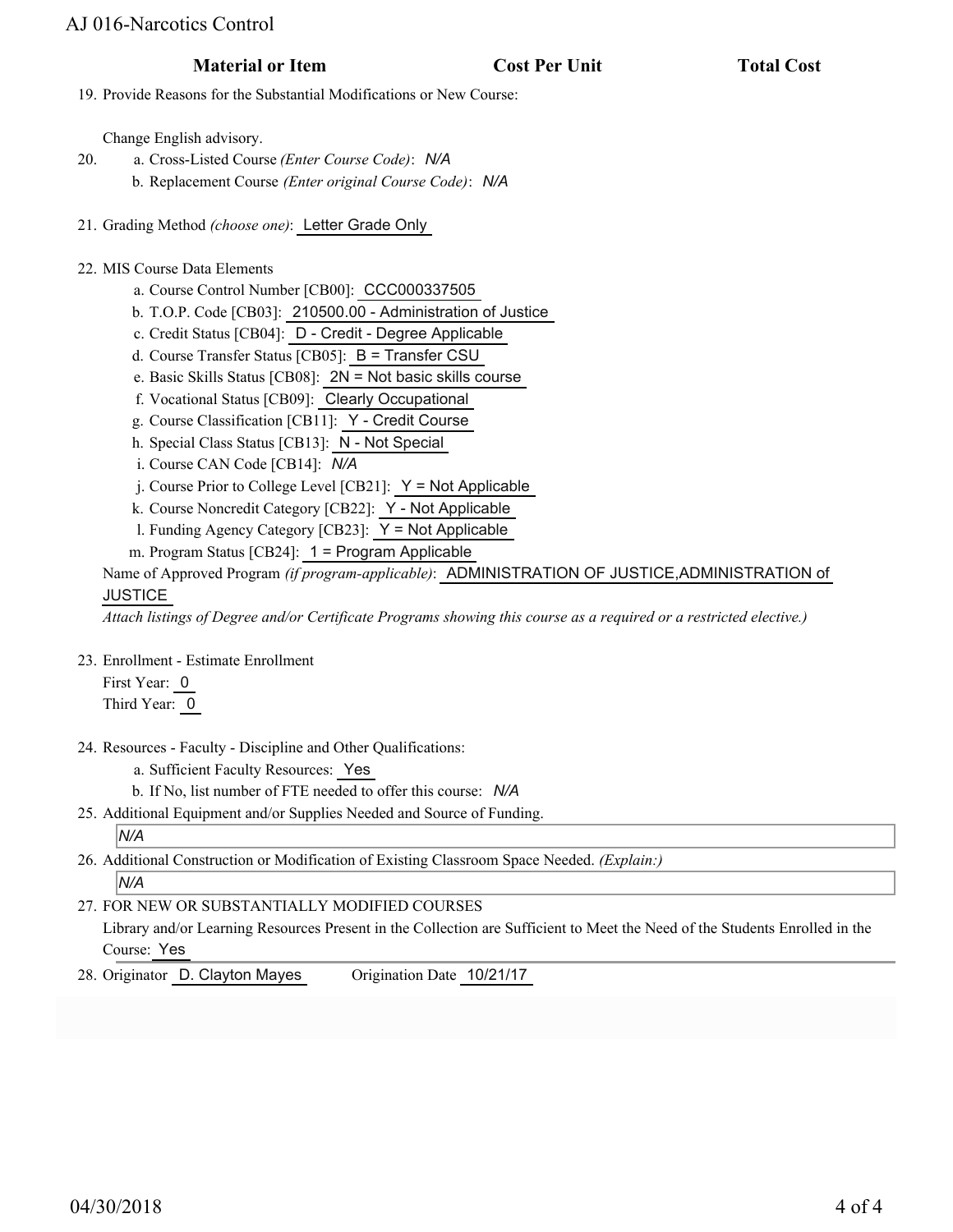| Material or Item | Cost Per Unit | Total Cost |
|---|---|---|

19. Provide Reasons for the Substantial Modifications or New Course:

    Change English advisory.

20. a. Cross-Listed Course *(Enter Course Code)*: *N/A*
    b. Replacement Course *(Enter original Course Code)*: *N/A*

21. Grading Method *(choose one)*: Letter Grade Only

22. MIS Course Data Elements
    a. Course Control Number [CB00]: CCC000337505
    b. T.O.P. Code [CB03]: 210500.00 - Administration of Justice
    c. Credit Status [CB04]: D - Credit - Degree Applicable
    d. Course Transfer Status [CB05]: B = Transfer CSU
    e. Basic Skills Status [CB08]: 2N = Not basic skills course
    f. Vocational Status [CB09]: Clearly Occupational
    g. Course Classification [CB11]: Y - Credit Course
    h. Special Class Status [CB13]: N - Not Special
    i. Course CAN Code [CB14]: *N/A*
    j. Course Prior to College Level [CB21]: Y = Not Applicable
    k. Course Noncredit Category [CB22]: Y - Not Applicable
    l. Funding Agency Category [CB23]: Y = Not Applicable
    m. Program Status [CB24]: 1 = Program Applicable

    Name of Approved Program *(if program-applicable)*: ADMINISTRATION OF JUSTICE,ADMINISTRATION of JUSTICE

    *Attach listings of Degree and/or Certificate Programs showing this course as a required or a restricted elective.)*

23. Enrollment - Estimate Enrollment
    First Year: 0
    Third Year: 0

24. Resources - Faculty - Discipline and Other Qualifications:
    a. Sufficient Faculty Resources: Yes
    b. If No, list number of FTE needed to offer this course: *N/A*

25. Additional Equipment and/or Supplies Needed and Source of Funding.

    *N/A*

26. Additional Construction or Modification of Existing Classroom Space Needed. *(Explain:)*

    *N/A*

27. FOR NEW OR SUBSTANTIALLY MODIFIED COURSES
    Library and/or Learning Resources Present in the Collection are Sufficient to Meet the Need of the Students Enrolled in the Course: Yes

28. Originator D. Clayton Mayes Origination Date 10/21/17